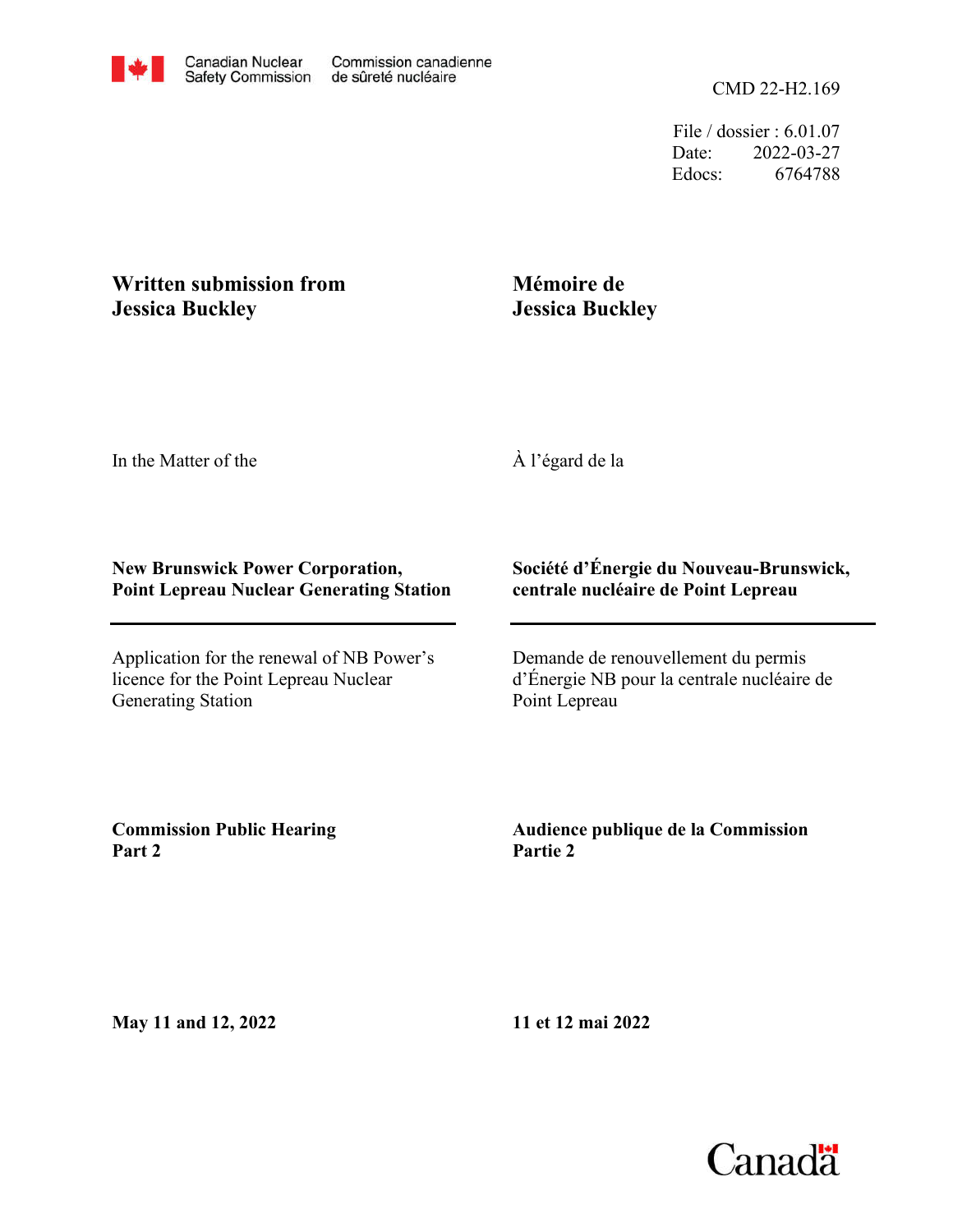Canadian Nuclear Safety Commission — Commission canadienne de sûreté nucléaire

CMD 22-H2.169

File / dossier : 6.01.07
Date: 2022-03-27
Edocs: 6764788

**Written submission from Jessica Buckley**

**Mémoire de Jessica Buckley**

In the Matter of the

À l'égard de la

**New Brunswick Power Corporation, Point Lepreau Nuclear Generating Station**

**Société d'Énergie du Nouveau-Brunswick, centrale nucléaire de Point Lepreau**

Application for the renewal of NB Power's licence for the Point Lepreau Nuclear Generating Station

Demande de renouvellement du permis d'Énergie NB pour la centrale nucléaire de Point Lepreau

**Commission Public Hearing Part 2**

**Audience publique de la Commission Partie 2**

**May 11 and 12, 2022**

**11 et 12 mai 2022**

Canada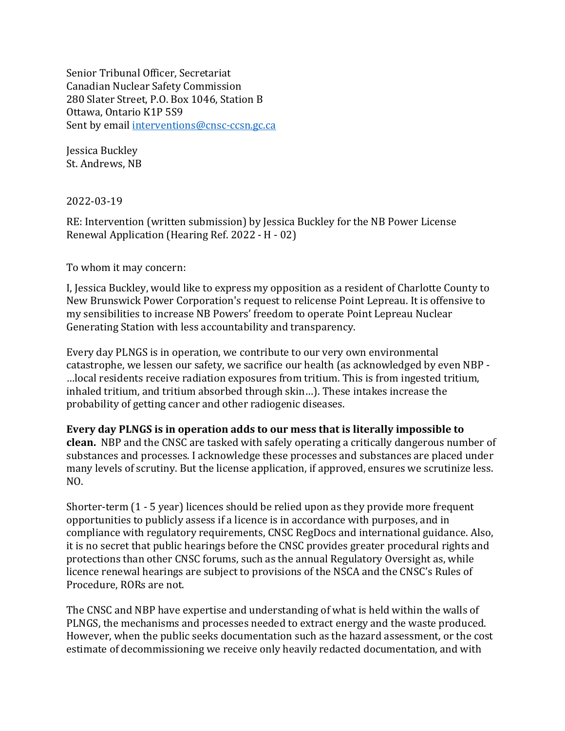Senior Tribunal Officer, Secretariat
Canadian Nuclear Safety Commission
280 Slater Street, P.O. Box 1046, Station B
Ottawa, Ontario K1P 5S9
Sent by email interventions@cnsc-ccsn.gc.ca

Jessica Buckley
St. Andrews, NB

2022-03-19

RE: Intervention (written submission) by Jessica Buckley for the NB Power License Renewal Application (Hearing Ref. 2022 - H - 02)

To whom it may concern:

I, Jessica Buckley, would like to express my opposition as a resident of Charlotte County to New Brunswick Power Corporation's request to relicense Point Lepreau. It is offensive to my sensibilities to increase NB Powers' freedom to operate Point Lepreau Nuclear Generating Station with less accountability and transparency.

Every day PLNGS is in operation, we contribute to our very own environmental catastrophe, we lessen our safety, we sacrifice our health (as acknowledged by even NBP - …local residents receive radiation exposures from tritium. This is from ingested tritium, inhaled tritium, and tritium absorbed through skin…). These intakes increase the probability of getting cancer and other radiogenic diseases.

**Every day PLNGS is in operation adds to our mess that is literally impossible to clean.** NBP and the CNSC are tasked with safely operating a critically dangerous number of substances and processes. I acknowledge these processes and substances are placed under many levels of scrutiny. But the license application, if approved, ensures we scrutinize less. NO.

Shorter-term (1 - 5 year) licences should be relied upon as they provide more frequent opportunities to publicly assess if a licence is in accordance with purposes, and in compliance with regulatory requirements, CNSC RegDocs and international guidance. Also, it is no secret that public hearings before the CNSC provides greater procedural rights and protections than other CNSC forums, such as the annual Regulatory Oversight as, while licence renewal hearings are subject to provisions of the NSCA and the CNSC's Rules of Procedure, RORs are not.

The CNSC and NBP have expertise and understanding of what is held within the walls of PLNGS, the mechanisms and processes needed to extract energy and the waste produced. However, when the public seeks documentation such as the hazard assessment, or the cost estimate of decommissioning we receive only heavily redacted documentation, and with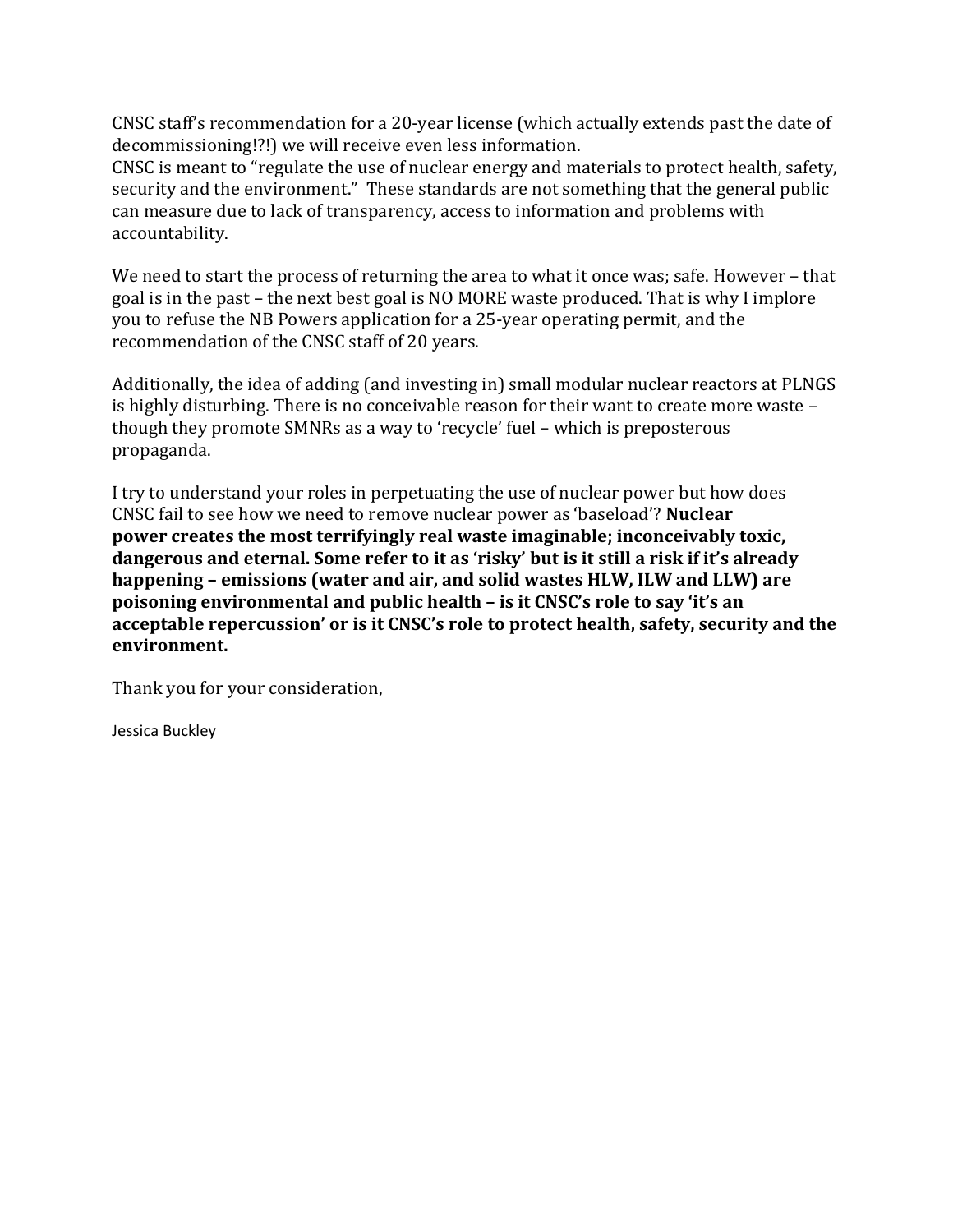CNSC staff's recommendation for a 20-year license (which actually extends past the date of decommissioning!?!) we will receive even less information.
CNSC is meant to "regulate the use of nuclear energy and materials to protect health, safety, security and the environment." These standards are not something that the general public can measure due to lack of transparency, access to information and problems with accountability.

We need to start the process of returning the area to what it once was; safe. However – that goal is in the past – the next best goal is NO MORE waste produced. That is why I implore you to refuse the NB Powers application for a 25-year operating permit, and the recommendation of the CNSC staff of 20 years.

Additionally, the idea of adding (and investing in) small modular nuclear reactors at PLNGS is highly disturbing. There is no conceivable reason for their want to create more waste – though they promote SMNRs as a way to 'recycle' fuel – which is preposterous propaganda.

I try to understand your roles in perpetuating the use of nuclear power but how does CNSC fail to see how we need to remove nuclear power as 'baseload'? **Nuclear power creates the most terrifyingly real waste imaginable; inconceivably toxic, dangerous and eternal. Some refer to it as 'risky' but is it still a risk if it's already happening – emissions (water and air, and solid wastes HLW, ILW and LLW) are poisoning environmental and public health – is it CNSC's role to say 'it's an acceptable repercussion' or is it CNSC's role to protect health, safety, security and the environment.**

Thank you for your consideration,

Jessica Buckley